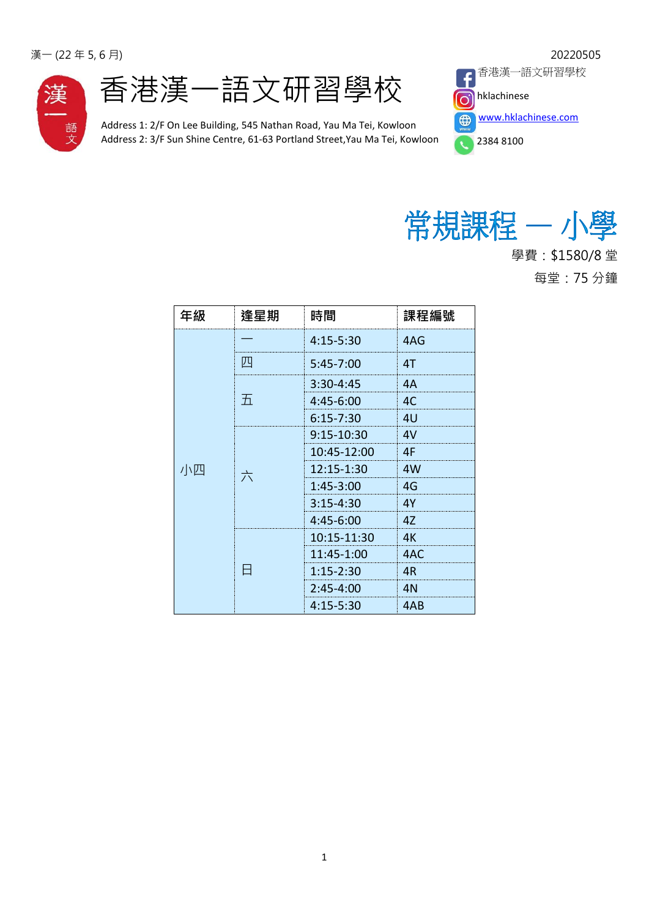漢一 (22 年 5, 6 月)　　　　20220505

# 香港漢一語文研習學校

Address 1: 2/F On Lee Building, 545 Nathan Road, Yau Ma Tei, Kowloon
Address 2: 3/F Sun Shine Centre, 61-63 Portland Street,Yau Ma Tei, Kowloon

香港漢一語文研習學校
hklachinese
www.hklachinese.com
2384 8100

## 常規課程 — 小學

學費：$1580/8 堂

每堂：75 分鐘

| 年級 | 逢星期 | 時間 | 課程編號 |
|---|---|---|---|
| 小四 | 一 | 4:15-5:30 | 4AG |
| | 四 | 5:45-7:00 | 4T |
| | 五 | 3:30-4:45 | 4A |
| | | 4:45-6:00 | 4C |
| | | 6:15-7:30 | 4U |
| | 六 | 9:15-10:30 | 4V |
| | | 10:45-12:00 | 4F |
| | | 12:15-1:30 | 4W |
| | | 1:45-3:00 | 4G |
| | | 3:15-4:30 | 4Y |
| | | 4:45-6:00 | 4Z |
| | 日 | 10:15-11:30 | 4K |
| | | 11:45-1:00 | 4AC |
| | | 1:15-2:30 | 4R |
| | | 2:45-4:00 | 4N |
| | | 4:15-5:30 | 4AB |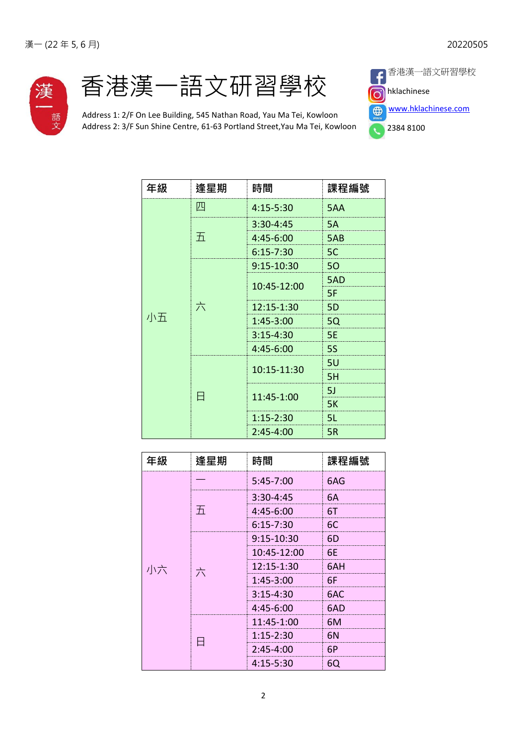漢一 (22 年 5, 6 月)　　20220505

# 香港漢一語文研習學校

Address 1: 2/F On Lee Building, 545 Nathan Road, Yau Ma Tei, Kowloon
Address 2: 3/F Sun Shine Centre, 61-63 Portland Street,Yau Ma Tei, Kowloon

香港漢一語文研習學校
hklachinese
www.hklachinese.com
2384 8100

| 年級 | 逢星期 | 時間 | 課程編號 |
|---|---|---|---|
| 小五 | 四 | 4:15-5:30 | 5AA |
| | 五 | 3:30-4:45 | 5A |
| | | 4:45-6:00 | 5AB |
| | | 6:15-7:30 | 5C |
| | 六 | 9:15-10:30 | 5O |
| | | 10:45-12:00 | 5AD |
| | | | 5F |
| | | 12:15-1:30 | 5D |
| | | 1:45-3:00 | 5Q |
| | | 3:15-4:30 | 5E |
| | | 4:45-6:00 | 5S |
| | 日 | 10:15-11:30 | 5U |
| | | | 5H |
| | | 11:45-1:00 | 5J |
| | | | 5K |
| | | 1:15-2:30 | 5L |
| | | 2:45-4:00 | 5R |

| 年級 | 逢星期 | 時間 | 課程編號 |
|---|---|---|---|
| 小六 | 一 | 5:45-7:00 | 6AG |
| | 五 | 3:30-4:45 | 6A |
| | | 4:45-6:00 | 6T |
| | | 6:15-7:30 | 6C |
| | 六 | 9:15-10:30 | 6D |
| | | 10:45-12:00 | 6E |
| | | 12:15-1:30 | 6AH |
| | | 1:45-3:00 | 6F |
| | | 3:15-4:30 | 6AC |
| | | 4:45-6:00 | 6AD |
| | 日 | 11:45-1:00 | 6M |
| | | 1:15-2:30 | 6N |
| | | 2:45-4:00 | 6P |
| | | 4:15-5:30 | 6Q |